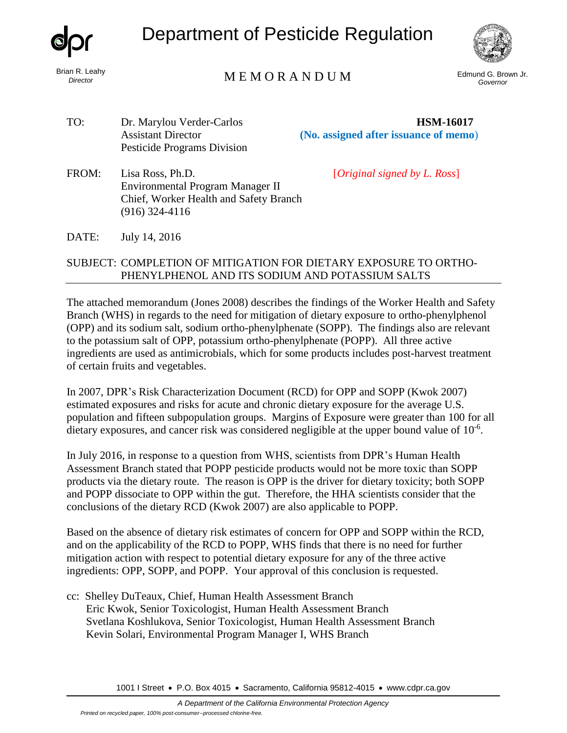# Department of Pesticide Regulation

Brian R. Leahy
*Director*

## M E M O R A N D U M

Edmund G. Brown Jr.
*Governor*

TO: Dr. Marylou Verder-Carlos
Assistant Director
Pesticide Programs Division

**HSM-16017**
**(No. assigned after issuance of memo)**

FROM: Lisa Ross, Ph.D.
Environmental Program Manager II
Chief, Worker Health and Safety Branch
(916) 324-4116

[*Original signed by L. Ross*]

DATE: July 14, 2016

SUBJECT: COMPLETION OF MITIGATION FOR DIETARY EXPOSURE TO ORTHO-PHENYLPHENOL AND ITS SODIUM AND POTASSIUM SALTS

---

The attached memorandum (Jones 2008) describes the findings of the Worker Health and Safety Branch (WHS) in regards to the need for mitigation of dietary exposure to ortho-phenylphenol (OPP) and its sodium salt, sodium ortho-phenylphenate (SOPP). The findings also are relevant to the potassium salt of OPP, potassium ortho-phenylphenate (POPP). All three active ingredients are used as antimicrobials, which for some products includes post-harvest treatment of certain fruits and vegetables.

In 2007, DPR's Risk Characterization Document (RCD) for OPP and SOPP (Kwok 2007) estimated exposures and risks for acute and chronic dietary exposure for the average U.S. population and fifteen subpopulation groups. Margins of Exposure were greater than 100 for all dietary exposures, and cancer risk was considered negligible at the upper bound value of $10^{-6}$.

In July 2016, in response to a question from WHS, scientists from DPR's Human Health Assessment Branch stated that POPP pesticide products would not be more toxic than SOPP products via the dietary route. The reason is OPP is the driver for dietary toxicity; both SOPP and POPP dissociate to OPP within the gut. Therefore, the HHA scientists consider that the conclusions of the dietary RCD (Kwok 2007) are also applicable to POPP.

Based on the absence of dietary risk estimates of concern for OPP and SOPP within the RCD, and on the applicability of the RCD to POPP, WHS finds that there is no need for further mitigation action with respect to potential dietary exposure for any of the three active ingredients: OPP, SOPP, and POPP. Your approval of this conclusion is requested.

cc: Shelley DuTeaux, Chief, Human Health Assessment Branch
Eric Kwok, Senior Toxicologist, Human Health Assessment Branch
Svetlana Koshlukova, Senior Toxicologist, Human Health Assessment Branch
Kevin Solari, Environmental Program Manager I, WHS Branch

1001 I Street • P.O. Box 4015 • Sacramento, California 95812-4015 • www.cdpr.ca.gov

*A Department of the California Environmental Protection Agency*

*Printed on recycled paper, 100% post-consumer--processed chlorine-free.*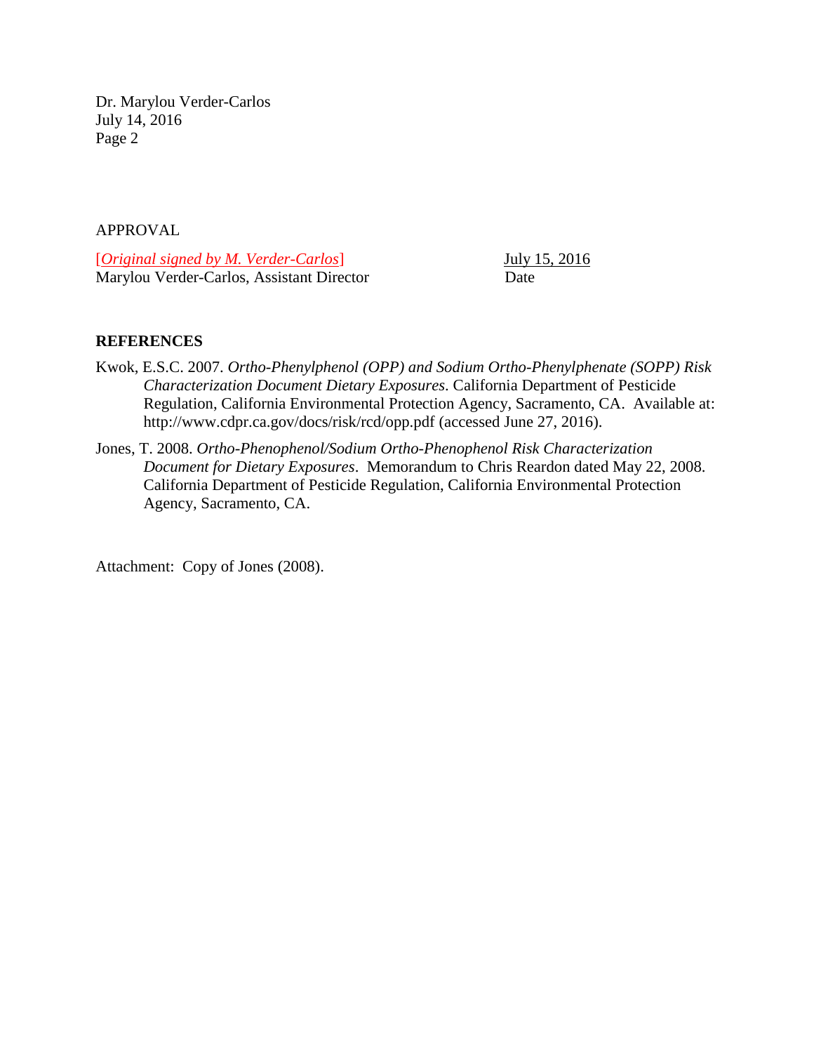APPROVAL

[*Original signed by M. Verder-Carlos*] July 15, 2016
Marylou Verder-Carlos, Assistant Director Date

**REFERENCES**

Kwok, E.S.C. 2007. *Ortho-Phenylphenol (OPP) and Sodium Ortho-Phenylphenate (SOPP) Risk Characterization Document Dietary Exposures*. California Department of Pesticide Regulation, California Environmental Protection Agency, Sacramento, CA. Available at: http://www.cdpr.ca.gov/docs/risk/rcd/opp.pdf (accessed June 27, 2016).

Jones, T. 2008. *Ortho-Phenophenol/Sodium Ortho-Phenophenol Risk Characterization Document for Dietary Exposures*. Memorandum to Chris Reardon dated May 22, 2008. California Department of Pesticide Regulation, California Environmental Protection Agency, Sacramento, CA.

Attachment: Copy of Jones (2008).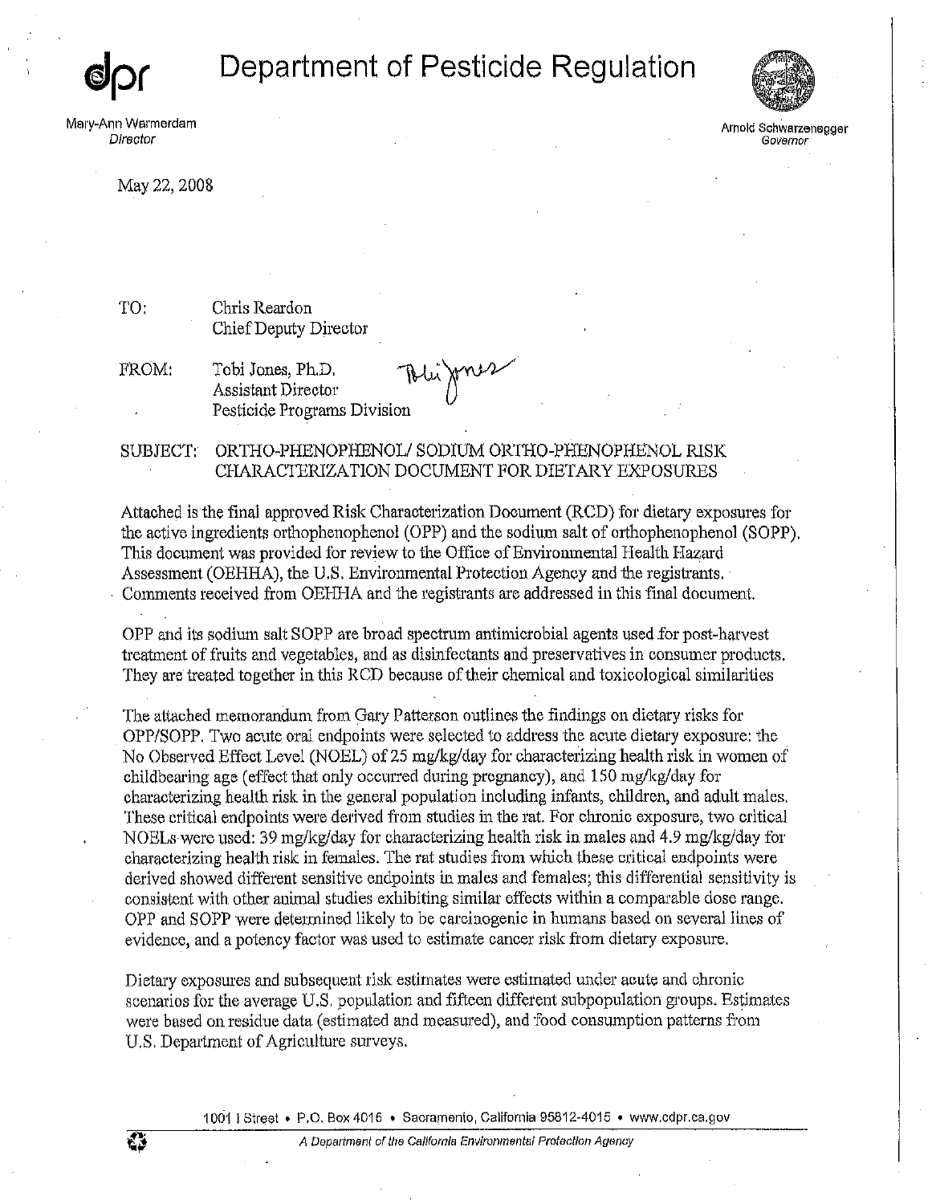dpr

# Department of Pesticide Regulation

Mary-Ann Warmerdam
*Director*

Arnold Schwarzenegger
*Governor*

May 22, 2008

TO: Chris Reardon
Chief Deputy Director

FROM: Tobi Jones, Ph.D.
Assistant Director
Pesticide Programs Division

SUBJECT: ORTHO-PHENOPHENOL/ SODIUM ORTHO-PHENOPHENOL RISK CHARACTERIZATION DOCUMENT FOR DIETARY EXPOSURES

Attached is the final approved Risk Characterization Document (RCD) for dietary exposures for the active ingredients orthophenophenol (OPP) and the sodium salt of orthophenophenol (SOPP). This document was provided for review to the Office of Environmental Health Hazard Assessment (OEHHA), the U.S. Environmental Protection Agency and the registrants. Comments received from OEHHA and the registrants are addressed in this final document.

OPP and its sodium salt SOPP are broad spectrum antimicrobial agents used for post-harvest treatment of fruits and vegetables, and as disinfectants and preservatives in consumer products. They are treated together in this RCD because of their chemical and toxicological similarities

The attached memorandum from Gary Patterson outlines the findings on dietary risks for OPP/SOPP. Two acute oral endpoints were selected to address the acute dietary exposure: the No Observed Effect Level (NOEL) of 25 mg/kg/day for characterizing health risk in women of childbearing age (effect that only occurred during pregnancy), and 150 mg/kg/day for characterizing health risk in the general population including infants, children, and adult males. These critical endpoints were derived from studies in the rat. For chronic exposure, two critical NOELs were used: 39 mg/kg/day for characterizing health risk in males and 4.9 mg/kg/day for characterizing health risk in females. The rat studies from which these critical endpoints were derived showed different sensitive endpoints in males and females; this differential sensitivity is consistent with other animal studies exhibiting similar effects within a comparable dose range. OPP and SOPP were determined likely to be carcinogenic in humans based on several lines of evidence, and a potency factor was used to estimate cancer risk from dietary exposure.

Dietary exposures and subsequent risk estimates were estimated under acute and chronic scenarios for the average U.S. population and fifteen different subpopulation groups. Estimates were based on residue data (estimated and measured), and food consumption patterns from U.S. Department of Agriculture surveys.

1001 I Street • P.O. Box 4015 • Sacramento, California 95812-4015 • www.cdpr.ca.gov

*A Department of the California Environmental Protection Agency*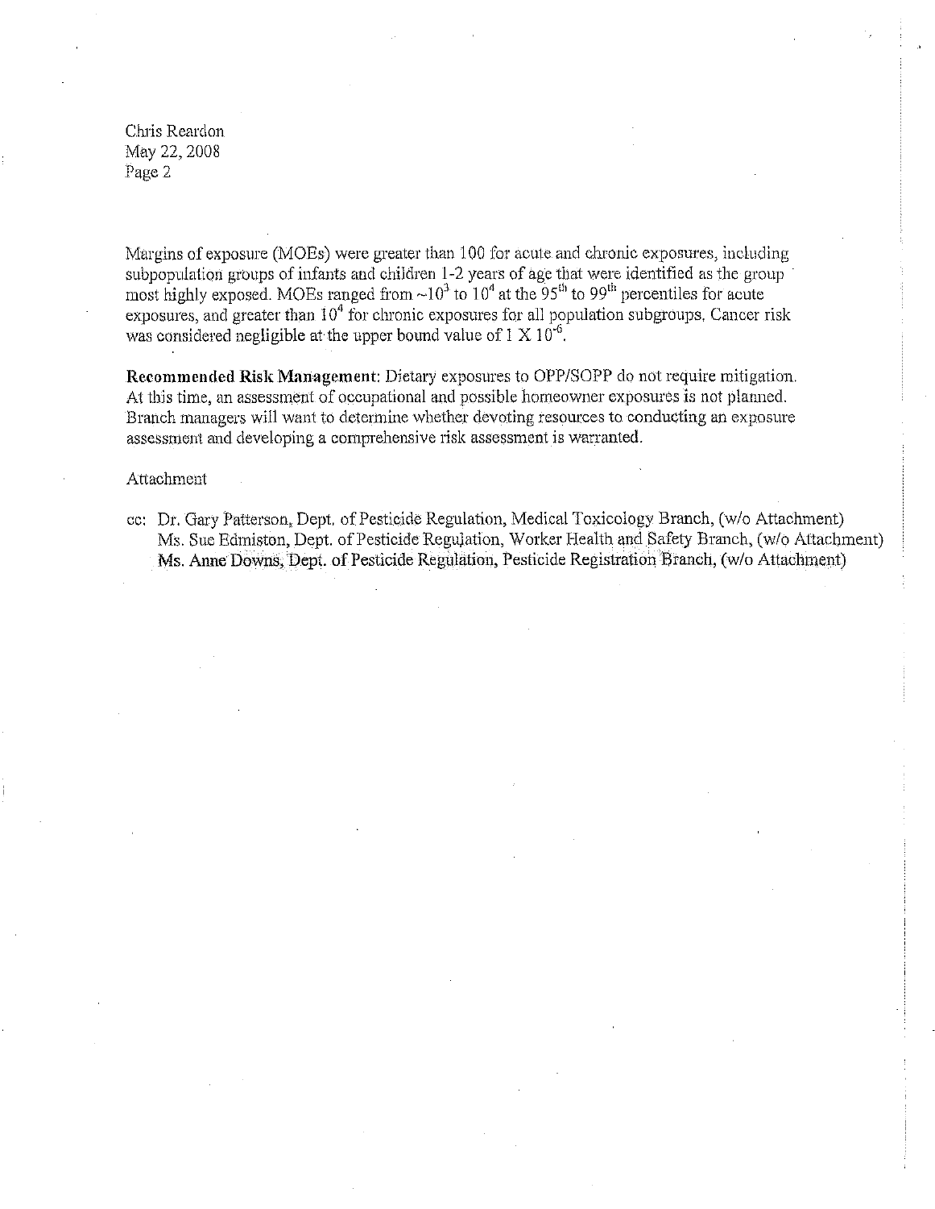Chris Reardon
May 22, 2008

Margins of exposure (MOEs) were greater than 100 for acute and chronic exposures, including subpopulation groups of infants and children 1-2 years of age that were identified as the group most highly exposed. MOEs ranged from ~$10^3$ to $10^4$ at the $95^{th}$ to $99^{th}$ percentiles for acute exposures, and greater than $10^4$ for chronic exposures for all population subgroups. Cancer risk was considered negligible at the upper bound value of $1 \times 10^{-6}$.

**Recommended Risk Management**: Dietary exposures to OPP/SOPP do not require mitigation. At this time, an assessment of occupational and possible homeowner exposures is not planned. Branch managers will want to determine whether devoting resources to conducting an exposure assessment and developing a comprehensive risk assessment is warranted.

Attachment

cc: Dr. Gary Patterson, Dept. of Pesticide Regulation, Medical Toxicology Branch, (w/o Attachment)
Ms. Sue Edmiston, Dept. of Pesticide Regulation, Worker Health and Safety Branch, (w/o Attachment)
Ms. Anne Downs, Dept. of Pesticide Regulation, Pesticide Registration Branch, (w/o Attachment)